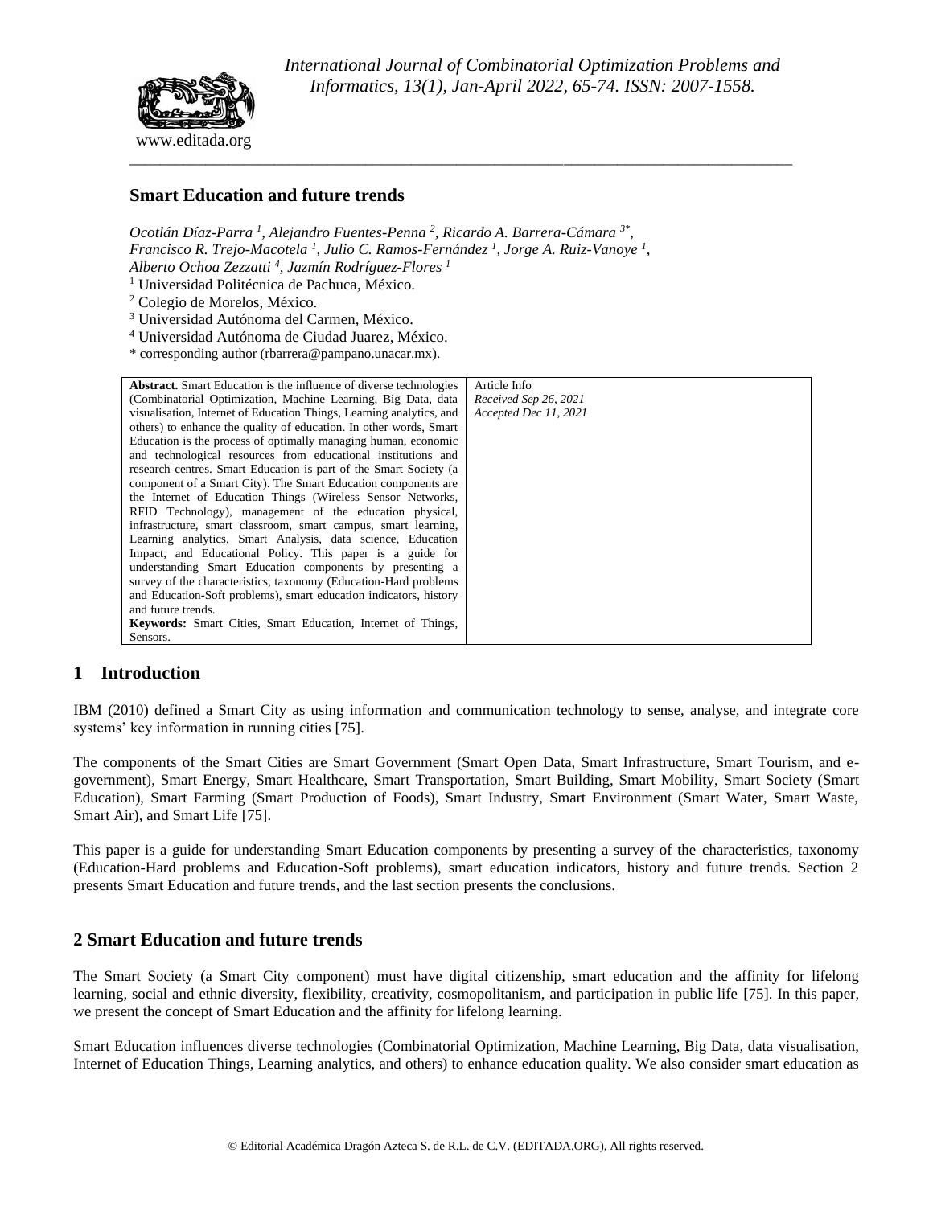# Smart Education and future trends

*Ocotlán Díaz-Parra [1], Alejandro Fuentes-Penna [2], Ricardo A. Barrera-Cámara [3*], Francisco R. Trejo-Macotela [1], Julio C. Ramos-Fernández [1], Jorge A. Ruiz-Vanoye [1], Alberto Ochoa Zezzatti [4], Jazmín Rodríguez-Flores [1]*

[1] Universidad Politécnica de Pachuca, México.
[2] Colegio de Morelos, México.
[3] Universidad Autónoma del Carmen, México.
[4] Universidad Autónoma de Ciudad Juarez, México.
* corresponding author (rbarrera@pampano.unacar.mx).

| **Abstract.** Smart Education is the influence of diverse technologies (Combinatorial Optimization, Machine Learning, Big Data, data visualisation, Internet of Education Things, Learning analytics, and others) to enhance the quality of education. In other words, Smart Education is the process of optimally managing human, economic and technological resources from educational institutions and research centres. Smart Education is part of the Smart Society (a component of a Smart City). The Smart Education components are the Internet of Education Things (Wireless Sensor Networks, RFID Technology), management of the education physical, infrastructure, smart classroom, smart campus, smart learning, Learning analytics, Smart Analysis, data science, Education Impact, and Educational Policy. This paper is a guide for understanding Smart Education components by presenting a survey of the characteristics, taxonomy (Education-Hard problems and Education-Soft problems), smart education indicators, history and future trends. **Keywords:** Smart Cities, Smart Education, Internet of Things, Sensors. | Article Info *Received Sep 26, 2021* *Accepted Dec 11, 2021* |
|---|---|

## 1 Introduction

IBM (2010) defined a Smart City as using information and communication technology to sense, analyse, and integrate core systems' key information in running cities [75].

The components of the Smart Cities are Smart Government (Smart Open Data, Smart Infrastructure, Smart Tourism, and e-government), Smart Energy, Smart Healthcare, Smart Transportation, Smart Building, Smart Mobility, Smart Society (Smart Education), Smart Farming (Smart Production of Foods), Smart Industry, Smart Environment (Smart Water, Smart Waste, Smart Air), and Smart Life [75].

This paper is a guide for understanding Smart Education components by presenting a survey of the characteristics, taxonomy (Education-Hard problems and Education-Soft problems), smart education indicators, history and future trends. Section 2 presents Smart Education and future trends, and the last section presents the conclusions.

## 2 Smart Education and future trends

The Smart Society (a Smart City component) must have digital citizenship, smart education and the affinity for lifelong learning, social and ethnic diversity, flexibility, creativity, cosmopolitanism, and participation in public life [75]. In this paper, we present the concept of Smart Education and the affinity for lifelong learning.

Smart Education influences diverse technologies (Combinatorial Optimization, Machine Learning, Big Data, data visualisation, Internet of Education Things, Learning analytics, and others) to enhance education quality. We also consider smart education as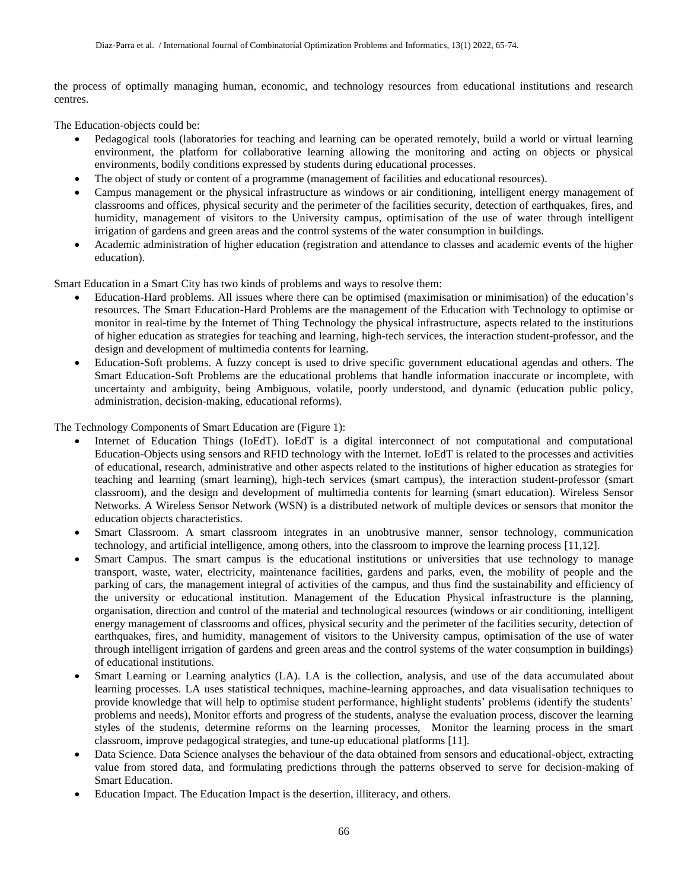the process of optimally managing human, economic, and technology resources from educational institutions and research centres.

The Education-objects could be:

- Pedagogical tools (laboratories for teaching and learning can be operated remotely, build a world or virtual learning environment, the platform for collaborative learning allowing the monitoring and acting on objects or physical environments, bodily conditions expressed by students during educational processes.
- The object of study or content of a programme (management of facilities and educational resources).
- Campus management or the physical infrastructure as windows or air conditioning, intelligent energy management of classrooms and offices, physical security and the perimeter of the facilities security, detection of earthquakes, fires, and humidity, management of visitors to the University campus, optimisation of the use of water through intelligent irrigation of gardens and green areas and the control systems of the water consumption in buildings.
- Academic administration of higher education (registration and attendance to classes and academic events of the higher education).

Smart Education in a Smart City has two kinds of problems and ways to resolve them:

- Education-Hard problems. All issues where there can be optimised (maximisation or minimisation) of the education's resources. The Smart Education-Hard Problems are the management of the Education with Technology to optimise or monitor in real-time by the Internet of Thing Technology the physical infrastructure, aspects related to the institutions of higher education as strategies for teaching and learning, high-tech services, the interaction student-professor, and the design and development of multimedia contents for learning.
- Education-Soft problems. A fuzzy concept is used to drive specific government educational agendas and others. The Smart Education-Soft Problems are the educational problems that handle information inaccurate or incomplete, with uncertainty and ambiguity, being Ambiguous, volatile, poorly understood, and dynamic (education public policy, administration, decision-making, educational reforms).

The Technology Components of Smart Education are (Figure 1):

- Internet of Education Things (IoEdT). IoEdT is a digital interconnect of not computational and computational Education-Objects using sensors and RFID technology with the Internet. IoEdT is related to the processes and activities of educational, research, administrative and other aspects related to the institutions of higher education as strategies for teaching and learning (smart learning), high-tech services (smart campus), the interaction student-professor (smart classroom), and the design and development of multimedia contents for learning (smart education). Wireless Sensor Networks. A Wireless Sensor Network (WSN) is a distributed network of multiple devices or sensors that monitor the education objects characteristics.
- Smart Classroom. A smart classroom integrates in an unobtrusive manner, sensor technology, communication technology, and artificial intelligence, among others, into the classroom to improve the learning process [11,12].
- Smart Campus. The smart campus is the educational institutions or universities that use technology to manage transport, waste, water, electricity, maintenance facilities, gardens and parks, even, the mobility of people and the parking of cars, the management integral of activities of the campus, and thus find the sustainability and efficiency of the university or educational institution. Management of the Education Physical infrastructure is the planning, organisation, direction and control of the material and technological resources (windows or air conditioning, intelligent energy management of classrooms and offices, physical security and the perimeter of the facilities security, detection of earthquakes, fires, and humidity, management of visitors to the University campus, optimisation of the use of water through intelligent irrigation of gardens and green areas and the control systems of the water consumption in buildings) of educational institutions.
- Smart Learning or Learning analytics (LA). LA is the collection, analysis, and use of the data accumulated about learning processes. LA uses statistical techniques, machine-learning approaches, and data visualisation techniques to provide knowledge that will help to optimise student performance, highlight students' problems (identify the students' problems and needs), Monitor efforts and progress of the students, analyse the evaluation process, discover the learning styles of the students, determine reforms on the learning processes, Monitor the learning process in the smart classroom, improve pedagogical strategies, and tune-up educational platforms [11].
- Data Science. Data Science analyses the behaviour of the data obtained from sensors and educational-object, extracting value from stored data, and formulating predictions through the patterns observed to serve for decision-making of Smart Education.
- Education Impact. The Education Impact is the desertion, illiteracy, and others.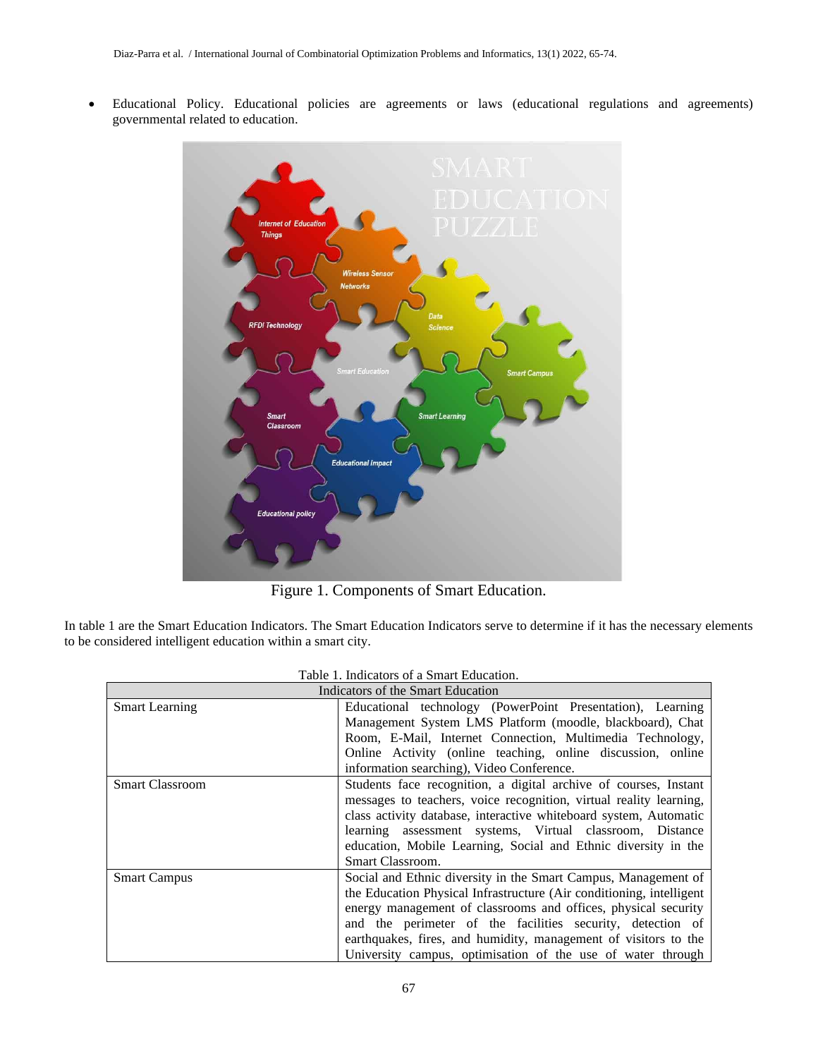- Educational Policy. Educational policies are agreements or laws (educational regulations and agreements) governmental related to education.

Figure 1. Components of Smart Education.

In table 1 are the Smart Education Indicators. The Smart Education Indicators serve to determine if it has the necessary elements to be considered intelligent education within a smart city.

Table 1. Indicators of a Smart Education.

| Indicators of the Smart Education | |
|---|---|
| Smart Learning | Educational technology (PowerPoint Presentation), Learning Management System LMS Platform (moodle, blackboard), Chat Room, E-Mail, Internet Connection, Multimedia Technology, Online Activity (online teaching, online discussion, online information searching), Video Conference. |
| Smart Classroom | Students face recognition, a digital archive of courses, Instant messages to teachers, voice recognition, virtual reality learning, class activity database, interactive whiteboard system, Automatic learning assessment systems, Virtual classroom, Distance education, Mobile Learning, Social and Ethnic diversity in the Smart Classroom. |
| Smart Campus | Social and Ethnic diversity in the Smart Campus, Management of the Education Physical Infrastructure (Air conditioning, intelligent energy management of classrooms and offices, physical security and the perimeter of the facilities security, detection of earthquakes, fires, and humidity, management of visitors to the University campus, optimisation of the use of water through |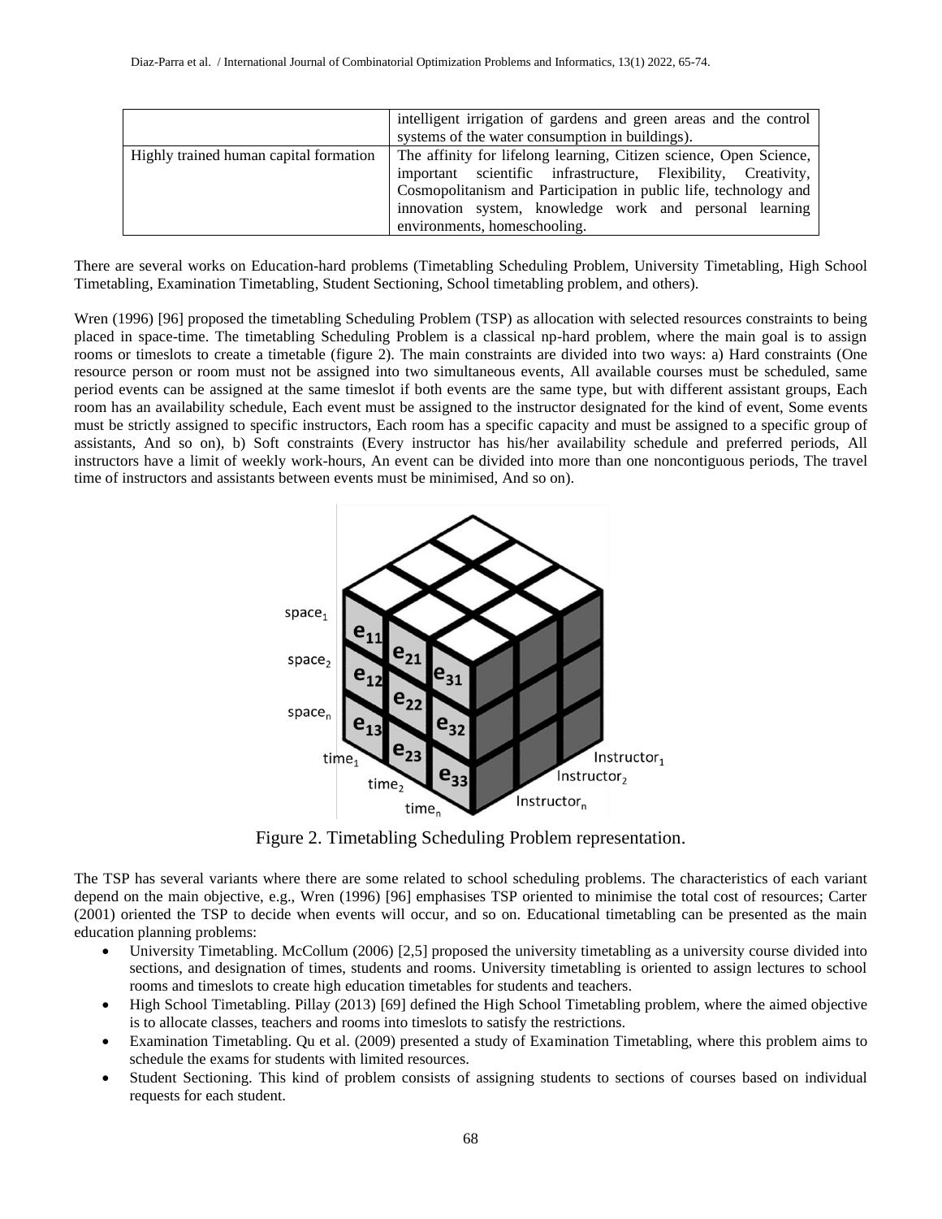|  | intelligent irrigation of gardens and green areas and the control systems of the water consumption in buildings). |
| --- | --- |
| Highly trained human capital formation | The affinity for lifelong learning, Citizen science, Open Science, important scientific infrastructure, Flexibility, Creativity, Cosmopolitanism and Participation in public life, technology and innovation system, knowledge work and personal learning environments, homeschooling. |

There are several works on Education-hard problems (Timetabling Scheduling Problem, University Timetabling, High School Timetabling, Examination Timetabling, Student Sectioning, School timetabling problem, and others).

Wren (1996) [96] proposed the timetabling Scheduling Problem (TSP) as allocation with selected resources constraints to being placed in space-time. The timetabling Scheduling Problem is a classical np-hard problem, where the main goal is to assign rooms or timeslots to create a timetable (figure 2). The main constraints are divided into two ways: a) Hard constraints (One resource person or room must not be assigned into two simultaneous events, All available courses must be scheduled, same period events can be assigned at the same timeslot if both events are the same type, but with different assistant groups, Each room has an availability schedule, Each event must be assigned to the instructor designated for the kind of event, Some events must be strictly assigned to specific instructors, Each room has a specific capacity and must be assigned to a specific group of assistants, And so on), b) Soft constraints (Every instructor has his/her availability schedule and preferred periods, All instructors have a limit of weekly work-hours, An event can be divided into more than one noncontiguous periods, The travel time of instructors and assistants between events must be minimised, And so on).

Figure 2. Timetabling Scheduling Problem representation.

The TSP has several variants where there are some related to school scheduling problems. The characteristics of each variant depend on the main objective, e.g., Wren (1996) [96] emphasises TSP oriented to minimise the total cost of resources; Carter (2001) oriented the TSP to decide when events will occur, and so on. Educational timetabling can be presented as the main education planning problems:

- University Timetabling. McCollum (2006) [2,5] proposed the university timetabling as a university course divided into sections, and designation of times, students and rooms. University timetabling is oriented to assign lectures to school rooms and timeslots to create high education timetables for students and teachers.
- High School Timetabling. Pillay (2013) [69] defined the High School Timetabling problem, where the aimed objective is to allocate classes, teachers and rooms into timeslots to satisfy the restrictions.
- Examination Timetabling. Qu et al. (2009) presented a study of Examination Timetabling, where this problem aims to schedule the exams for students with limited resources.
- Student Sectioning. This kind of problem consists of assigning students to sections of courses based on individual requests for each student.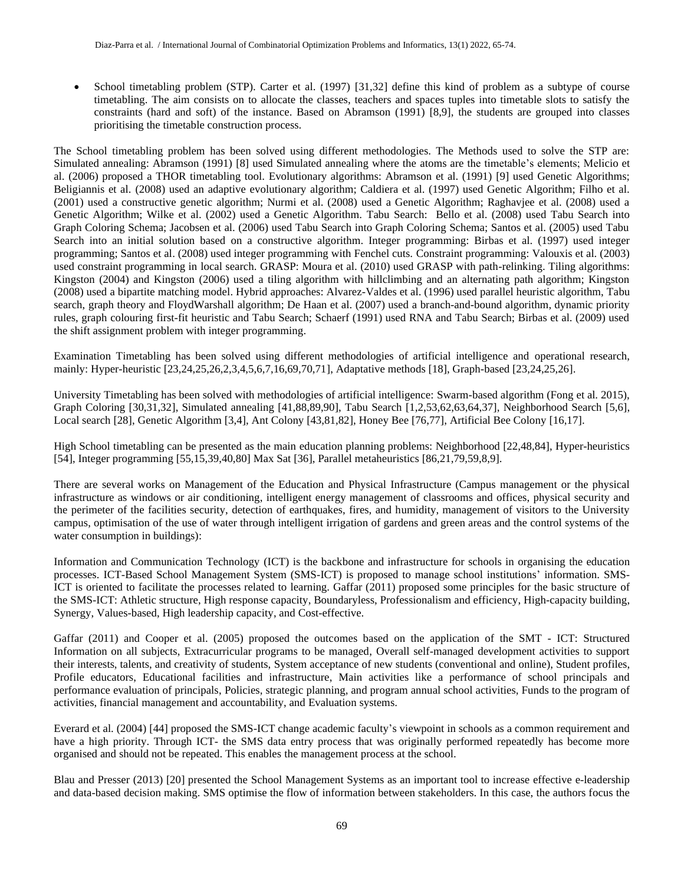- School timetabling problem (STP). Carter et al. (1997) [31,32] define this kind of problem as a subtype of course timetabling. The aim consists on to allocate the classes, teachers and spaces tuples into timetable slots to satisfy the constraints (hard and soft) of the instance. Based on Abramson (1991) [8,9], the students are grouped into classes prioritising the timetable construction process.

The School timetabling problem has been solved using different methodologies. The Methods used to solve the STP are: Simulated annealing: Abramson (1991) [8] used Simulated annealing where the atoms are the timetable's elements; Melicio et al. (2006) proposed a THOR timetabling tool. Evolutionary algorithms: Abramson et al. (1991) [9] used Genetic Algorithms; Beligiannis et al. (2008) used an adaptive evolutionary algorithm; Caldiera et al. (1997) used Genetic Algorithm; Filho et al. (2001) used a constructive genetic algorithm; Nurmi et al. (2008) used a Genetic Algorithm; Raghavjee et al. (2008) used a Genetic Algorithm; Wilke et al. (2002) used a Genetic Algorithm. Tabu Search: Bello et al. (2008) used Tabu Search into Graph Coloring Schema; Jacobsen et al. (2006) used Tabu Search into Graph Coloring Schema; Santos et al. (2005) used Tabu Search into an initial solution based on a constructive algorithm. Integer programming: Birbas et al. (1997) used integer programming; Santos et al. (2008) used integer programming with Fenchel cuts. Constraint programming: Valouxis et al. (2003) used constraint programming in local search. GRASP: Moura et al. (2010) used GRASP with path-relinking. Tiling algorithms: Kingston (2004) and Kingston (2006) used a tiling algorithm with hillclimbing and an alternating path algorithm; Kingston (2008) used a bipartite matching model. Hybrid approaches: Alvarez-Valdes et al. (1996) used parallel heuristic algorithm, Tabu search, graph theory and FloydWarshall algorithm; De Haan et al. (2007) used a branch-and-bound algorithm, dynamic priority rules, graph colouring first-fit heuristic and Tabu Search; Schaerf (1991) used RNA and Tabu Search; Birbas et al. (2009) used the shift assignment problem with integer programming.

Examination Timetabling has been solved using different methodologies of artificial intelligence and operational research, mainly: Hyper-heuristic [23,24,25,26,2,3,4,5,6,7,16,69,70,71], Adaptative methods [18], Graph-based [23,24,25,26].

University Timetabling has been solved with methodologies of artificial intelligence: Swarm-based algorithm (Fong et al. 2015), Graph Coloring [30,31,32], Simulated annealing [41,88,89,90], Tabu Search [1,2,53,62,63,64,37], Neighborhood Search [5,6], Local search [28], Genetic Algorithm [3,4], Ant Colony [43,81,82], Honey Bee [76,77], Artificial Bee Colony [16,17].

High School timetabling can be presented as the main education planning problems: Neighborhood [22,48,84], Hyper-heuristics [54], Integer programming [55,15,39,40,80] Max Sat [36], Parallel metaheuristics [86,21,79,59,8,9].

There are several works on Management of the Education and Physical Infrastructure (Campus management or the physical infrastructure as windows or air conditioning, intelligent energy management of classrooms and offices, physical security and the perimeter of the facilities security, detection of earthquakes, fires, and humidity, management of visitors to the University campus, optimisation of the use of water through intelligent irrigation of gardens and green areas and the control systems of the water consumption in buildings):

Information and Communication Technology (ICT) is the backbone and infrastructure for schools in organising the education processes. ICT-Based School Management System (SMS-ICT) is proposed to manage school institutions' information. SMS-ICT is oriented to facilitate the processes related to learning. Gaffar (2011) proposed some principles for the basic structure of the SMS-ICT: Athletic structure, High response capacity, Boundaryless, Professionalism and efficiency, High-capacity building, Synergy, Values-based, High leadership capacity, and Cost-effective.

Gaffar (2011) and Cooper et al. (2005) proposed the outcomes based on the application of the SMT - ICT: Structured Information on all subjects, Extracurricular programs to be managed, Overall self-managed development activities to support their interests, talents, and creativity of students, System acceptance of new students (conventional and online), Student profiles, Profile educators, Educational facilities and infrastructure, Main activities like a performance of school principals and performance evaluation of principals, Policies, strategic planning, and program annual school activities, Funds to the program of activities, financial management and accountability, and Evaluation systems.

Everard et al. (2004) [44] proposed the SMS-ICT change academic faculty's viewpoint in schools as a common requirement and have a high priority. Through ICT- the SMS data entry process that was originally performed repeatedly has become more organised and should not be repeated. This enables the management process at the school.

Blau and Presser (2013) [20] presented the School Management Systems as an important tool to increase effective e-leadership and data-based decision making. SMS optimise the flow of information between stakeholders. In this case, the authors focus the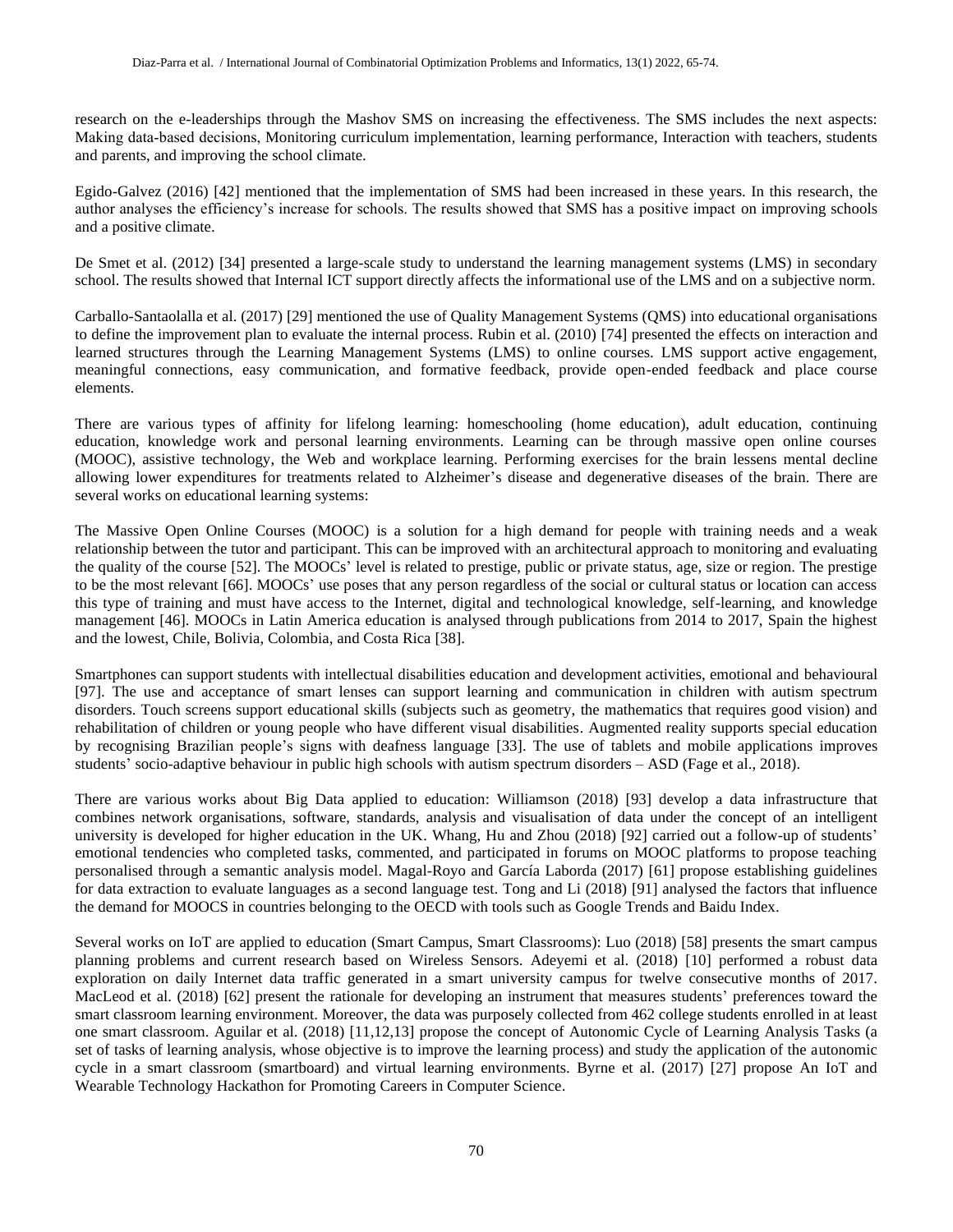research on the e-leaderships through the Mashov SMS on increasing the effectiveness. The SMS includes the next aspects: Making data-based decisions, Monitoring curriculum implementation, learning performance, Interaction with teachers, students and parents, and improving the school climate.

Egido-Galvez (2016) [42] mentioned that the implementation of SMS had been increased in these years. In this research, the author analyses the efficiency's increase for schools. The results showed that SMS has a positive impact on improving schools and a positive climate.

De Smet et al. (2012) [34] presented a large-scale study to understand the learning management systems (LMS) in secondary school. The results showed that Internal ICT support directly affects the informational use of the LMS and on a subjective norm.

Carballo-Santaolalla et al. (2017) [29] mentioned the use of Quality Management Systems (QMS) into educational organisations to define the improvement plan to evaluate the internal process. Rubin et al. (2010) [74] presented the effects on interaction and learned structures through the Learning Management Systems (LMS) to online courses. LMS support active engagement, meaningful connections, easy communication, and formative feedback, provide open-ended feedback and place course elements.

There are various types of affinity for lifelong learning: homeschooling (home education), adult education, continuing education, knowledge work and personal learning environments. Learning can be through massive open online courses (MOOC), assistive technology, the Web and workplace learning. Performing exercises for the brain lessens mental decline allowing lower expenditures for treatments related to Alzheimer's disease and degenerative diseases of the brain. There are several works on educational learning systems:

The Massive Open Online Courses (MOOC) is a solution for a high demand for people with training needs and a weak relationship between the tutor and participant. This can be improved with an architectural approach to monitoring and evaluating the quality of the course [52]. The MOOCs' level is related to prestige, public or private status, age, size or region. The prestige to be the most relevant [66]. MOOCs' use poses that any person regardless of the social or cultural status or location can access this type of training and must have access to the Internet, digital and technological knowledge, self-learning, and knowledge management [46]. MOOCs in Latin America education is analysed through publications from 2014 to 2017, Spain the highest and the lowest, Chile, Bolivia, Colombia, and Costa Rica [38].

Smartphones can support students with intellectual disabilities education and development activities, emotional and behavioural [97]. The use and acceptance of smart lenses can support learning and communication in children with autism spectrum disorders. Touch screens support educational skills (subjects such as geometry, the mathematics that requires good vision) and rehabilitation of children or young people who have different visual disabilities. Augmented reality supports special education by recognising Brazilian people's signs with deafness language [33]. The use of tablets and mobile applications improves students' socio-adaptive behaviour in public high schools with autism spectrum disorders – ASD (Fage et al., 2018).

There are various works about Big Data applied to education: Williamson (2018) [93] develop a data infrastructure that combines network organisations, software, standards, analysis and visualisation of data under the concept of an intelligent university is developed for higher education in the UK. Whang, Hu and Zhou (2018) [92] carried out a follow-up of students' emotional tendencies who completed tasks, commented, and participated in forums on MOOC platforms to propose teaching personalised through a semantic analysis model. Magal-Royo and García Laborda (2017) [61] propose establishing guidelines for data extraction to evaluate languages as a second language test. Tong and Li (2018) [91] analysed the factors that influence the demand for MOOCS in countries belonging to the OECD with tools such as Google Trends and Baidu Index.

Several works on IoT are applied to education (Smart Campus, Smart Classrooms): Luo (2018) [58] presents the smart campus planning problems and current research based on Wireless Sensors. Adeyemi et al. (2018) [10] performed a robust data exploration on daily Internet data traffic generated in a smart university campus for twelve consecutive months of 2017. MacLeod et al. (2018) [62] present the rationale for developing an instrument that measures students' preferences toward the smart classroom learning environment. Moreover, the data was purposely collected from 462 college students enrolled in at least one smart classroom. Aguilar et al. (2018) [11,12,13] propose the concept of Autonomic Cycle of Learning Analysis Tasks (a set of tasks of learning analysis, whose objective is to improve the learning process) and study the application of the autonomic cycle in a smart classroom (smartboard) and virtual learning environments. Byrne et al. (2017) [27] propose An IoT and Wearable Technology Hackathon for Promoting Careers in Computer Science.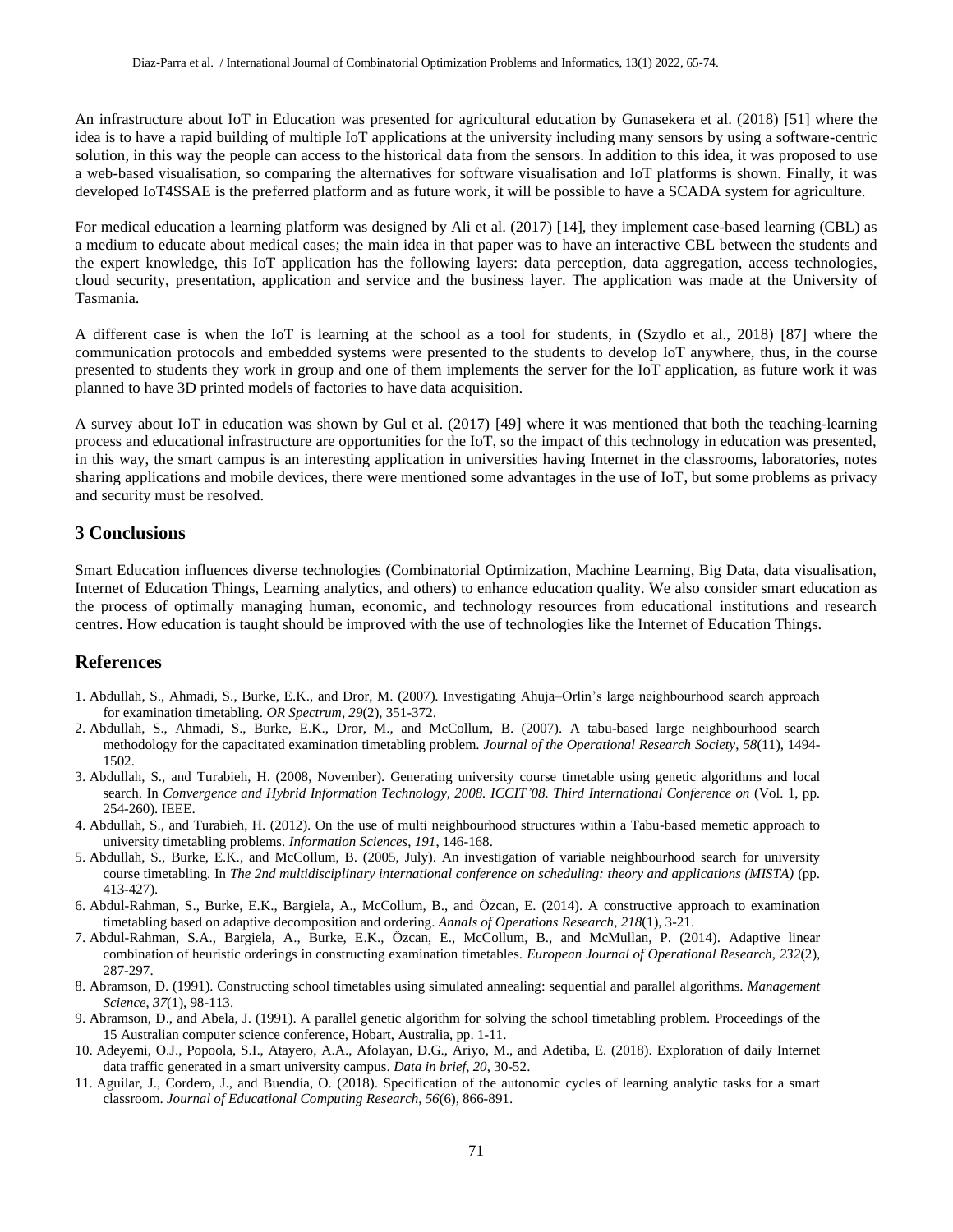An infrastructure about IoT in Education was presented for agricultural education by Gunasekera et al. (2018) [51] where the idea is to have a rapid building of multiple IoT applications at the university including many sensors by using a software-centric solution, in this way the people can access to the historical data from the sensors. In addition to this idea, it was proposed to use a web-based visualisation, so comparing the alternatives for software visualisation and IoT platforms is shown. Finally, it was developed IoT4SSAE is the preferred platform and as future work, it will be possible to have a SCADA system for agriculture.

For medical education a learning platform was designed by Ali et al. (2017) [14], they implement case-based learning (CBL) as a medium to educate about medical cases; the main idea in that paper was to have an interactive CBL between the students and the expert knowledge, this IoT application has the following layers: data perception, data aggregation, access technologies, cloud security, presentation, application and service and the business layer. The application was made at the University of Tasmania.

A different case is when the IoT is learning at the school as a tool for students, in (Szydlo et al., 2018) [87] where the communication protocols and embedded systems were presented to the students to develop IoT anywhere, thus, in the course presented to students they work in group and one of them implements the server for the IoT application, as future work it was planned to have 3D printed models of factories to have data acquisition.

A survey about IoT in education was shown by Gul et al. (2017) [49] where it was mentioned that both the teaching-learning process and educational infrastructure are opportunities for the IoT, so the impact of this technology in education was presented, in this way, the smart campus is an interesting application in universities having Internet in the classrooms, laboratories, notes sharing applications and mobile devices, there were mentioned some advantages in the use of IoT, but some problems as privacy and security must be resolved.

## 3 Conclusions

Smart Education influences diverse technologies (Combinatorial Optimization, Machine Learning, Big Data, data visualisation, Internet of Education Things, Learning analytics, and others) to enhance education quality. We also consider smart education as the process of optimally managing human, economic, and technology resources from educational institutions and research centres. How education is taught should be improved with the use of technologies like the Internet of Education Things.

## References

1. Abdullah, S., Ahmadi, S., Burke, E.K., and Dror, M. (2007). Investigating Ahuja–Orlin's large neighbourhood search approach for examination timetabling. *OR Spectrum*, *29*(2), 351-372.
2. Abdullah, S., Ahmadi, S., Burke, E.K., Dror, M., and McCollum, B. (2007). A tabu-based large neighbourhood search methodology for the capacitated examination timetabling problem. *Journal of the Operational Research Society*, *58*(11), 1494-1502.
3. Abdullah, S., and Turabieh, H. (2008, November). Generating university course timetable using genetic algorithms and local search. In *Convergence and Hybrid Information Technology, 2008. ICCIT'08. Third International Conference on* (Vol. 1, pp. 254-260). IEEE.
4. Abdullah, S., and Turabieh, H. (2012). On the use of multi neighbourhood structures within a Tabu-based memetic approach to university timetabling problems. *Information Sciences*, *191*, 146-168.
5. Abdullah, S., Burke, E.K., and McCollum, B. (2005, July). An investigation of variable neighbourhood search for university course timetabling. In *The 2nd multidisciplinary international conference on scheduling: theory and applications (MISTA)* (pp. 413-427).
6. Abdul-Rahman, S., Burke, E.K., Bargiela, A., McCollum, B., and Özcan, E. (2014). A constructive approach to examination timetabling based on adaptive decomposition and ordering. *Annals of Operations Research*, *218*(1), 3-21.
7. Abdul-Rahman, S.A., Bargiela, A., Burke, E.K., Özcan, E., McCollum, B., and McMullan, P. (2014). Adaptive linear combination of heuristic orderings in constructing examination timetables. *European Journal of Operational Research*, *232*(2), 287-297.
8. Abramson, D. (1991). Constructing school timetables using simulated annealing: sequential and parallel algorithms. *Management Science*, *37*(1), 98-113.
9. Abramson, D., and Abela, J. (1991). A parallel genetic algorithm for solving the school timetabling problem. Proceedings of the 15 Australian computer science conference, Hobart, Australia, pp. 1-11.
10. Adeyemi, O.J., Popoola, S.I., Atayero, A.A., Afolayan, D.G., Ariyo, M., and Adetiba, E. (2018). Exploration of daily Internet data traffic generated in a smart university campus. *Data in brief*, *20*, 30-52.
11. Aguilar, J., Cordero, J., and Buendía, O. (2018). Specification of the autonomic cycles of learning analytic tasks for a smart classroom. *Journal of Educational Computing Research*, *56*(6), 866-891.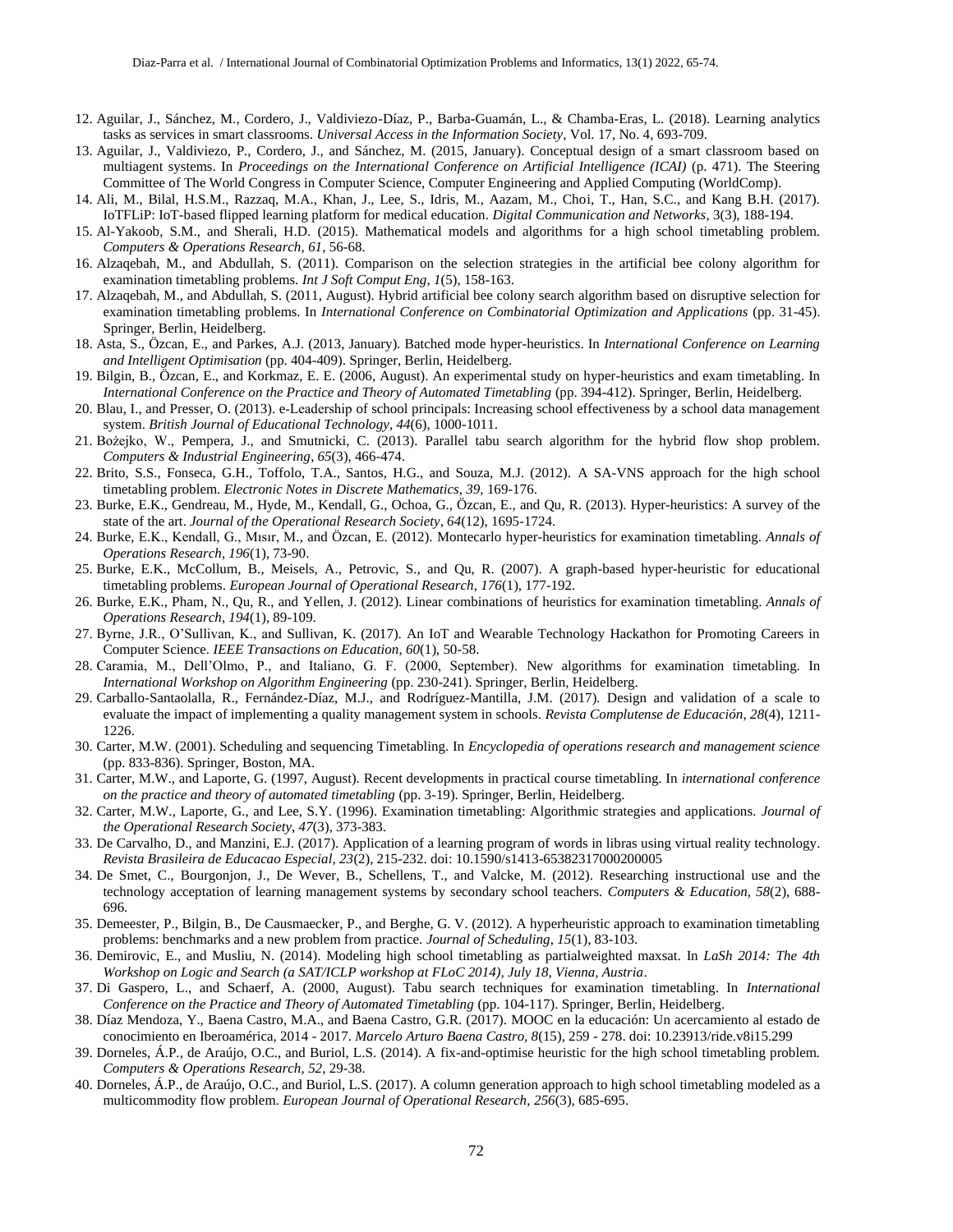12. Aguilar, J., Sánchez, M., Cordero, J., Valdiviezo-Díaz, P., Barba-Guamán, L., & Chamba-Eras, L. (2018). Learning analytics tasks as services in smart classrooms. *Universal Access in the Information Society*, Vol. 17, No. 4, 693-709.
13. Aguilar, J., Valdiviezo, P., Cordero, J., and Sánchez, M. (2015, January). Conceptual design of a smart classroom based on multiagent systems. In *Proceedings on the International Conference on Artificial Intelligence (ICAI)* (p. 471). The Steering Committee of The World Congress in Computer Science, Computer Engineering and Applied Computing (WorldComp).
14. Ali, M., Bilal, H.S.M., Razzaq, M.A., Khan, J., Lee, S., Idris, M., Aazam, M., Choi, T., Han, S.C., and Kang B.H. (2017). IoTFLiP: IoT-based flipped learning platform for medical education. *Digital Communication and Networks*, 3(3), 188-194.
15. Al-Yakoob, S.M., and Sherali, H.D. (2015). Mathematical models and algorithms for a high school timetabling problem. *Computers & Operations Research*, *61*, 56-68.
16. Alzaqebah, M., and Abdullah, S. (2011). Comparison on the selection strategies in the artificial bee colony algorithm for examination timetabling problems. *Int J Soft Comput Eng*, *1*(5), 158-163.
17. Alzaqebah, M., and Abdullah, S. (2011, August). Hybrid artificial bee colony search algorithm based on disruptive selection for examination timetabling problems. In *International Conference on Combinatorial Optimization and Applications* (pp. 31-45). Springer, Berlin, Heidelberg.
18. Asta, S., Özcan, E., and Parkes, A.J. (2013, January). Batched mode hyper-heuristics. In *International Conference on Learning and Intelligent Optimisation* (pp. 404-409). Springer, Berlin, Heidelberg.
19. Bilgin, B., Özcan, E., and Korkmaz, E. E. (2006, August). An experimental study on hyper-heuristics and exam timetabling. In *International Conference on the Practice and Theory of Automated Timetabling* (pp. 394-412). Springer, Berlin, Heidelberg.
20. Blau, I., and Presser, O. (2013). e-Leadership of school principals: Increasing school effectiveness by a school data management system. *British Journal of Educational Technology*, *44*(6), 1000-1011.
21. Bożejko, W., Pempera, J., and Smutnicki, C. (2013). Parallel tabu search algorithm for the hybrid flow shop problem. *Computers & Industrial Engineering*, *65*(3), 466-474.
22. Brito, S.S., Fonseca, G.H., Toffolo, T.A., Santos, H.G., and Souza, M.J. (2012). A SA-VNS approach for the high school timetabling problem. *Electronic Notes in Discrete Mathematics*, *39*, 169-176.
23. Burke, E.K., Gendreau, M., Hyde, M., Kendall, G., Ochoa, G., Özcan, E., and Qu, R. (2013). Hyper-heuristics: A survey of the state of the art. *Journal of the Operational Research Society*, *64*(12), 1695-1724.
24. Burke, E.K., Kendall, G., Mısır, M., and Özcan, E. (2012). Montecarlo hyper-heuristics for examination timetabling. *Annals of Operations Research*, *196*(1), 73-90.
25. Burke, E.K., McCollum, B., Meisels, A., Petrovic, S., and Qu, R. (2007). A graph-based hyper-heuristic for educational timetabling problems. *European Journal of Operational Research*, *176*(1), 177-192.
26. Burke, E.K., Pham, N., Qu, R., and Yellen, J. (2012). Linear combinations of heuristics for examination timetabling. *Annals of Operations Research*, *194*(1), 89-109.
27. Byrne, J.R., O'Sullivan, K., and Sullivan, K. (2017). An IoT and Wearable Technology Hackathon for Promoting Careers in Computer Science. *IEEE Transactions on Education*, *60*(1), 50-58.
28. Caramia, M., Dell'Olmo, P., and Italiano, G. F. (2000, September). New algorithms for examination timetabling. In *International Workshop on Algorithm Engineering* (pp. 230-241). Springer, Berlin, Heidelberg.
29. Carballo-Santaolalla, R., Fernández-Díaz, M.J., and Rodríguez-Mantilla, J.M. (2017). Design and validation of a scale to evaluate the impact of implementing a quality management system in schools. *Revista Complutense de Educación*, *28*(4), 1211-1226.
30. Carter, M.W. (2001). Scheduling and sequencing Timetabling. In *Encyclopedia of operations research and management science* (pp. 833-836). Springer, Boston, MA.
31. Carter, M.W., and Laporte, G. (1997, August). Recent developments in practical course timetabling. In *international conference on the practice and theory of automated timetabling* (pp. 3-19). Springer, Berlin, Heidelberg.
32. Carter, M.W., Laporte, G., and Lee, S.Y. (1996). Examination timetabling: Algorithmic strategies and applications. *Journal of the Operational Research Society*, *47*(3), 373-383.
33. De Carvalho, D., and Manzini, E.J. (2017). Application of a learning program of words in libras using virtual reality technology. *Revista Brasileira de Educacao Especial*, *23*(2), 215-232. doi: 10.1590/s1413-65382317000200005
34. De Smet, C., Bourgonjon, J., De Wever, B., Schellens, T., and Valcke, M. (2012). Researching instructional use and the technology acceptation of learning management systems by secondary school teachers. *Computers & Education*, *58*(2), 688-696.
35. Demeester, P., Bilgin, B., De Causmaecker, P., and Berghe, G. V. (2012). A hyperheuristic approach to examination timetabling problems: benchmarks and a new problem from practice. *Journal of Scheduling*, *15*(1), 83-103.
36. Demirovic, E., and Musliu, N. (2014). Modeling high school timetabling as partialweighted maxsat. In *LaSh 2014: The 4th Workshop on Logic and Search (a SAT/ICLP workshop at FLoC 2014), July 18, Vienna, Austria*.
37. Di Gaspero, L., and Schaerf, A. (2000, August). Tabu search techniques for examination timetabling. In *International Conference on the Practice and Theory of Automated Timetabling* (pp. 104-117). Springer, Berlin, Heidelberg.
38. Díaz Mendoza, Y., Baena Castro, M.A., and Baena Castro, G.R. (2017). MOOC en la educación: Un acercamiento al estado de conocimiento en Iberoamérica, 2014 - 2017. *Marcelo Arturo Baena Castro*, *8*(15), 259 - 278. doi: 10.23913/ride.v8i15.299
39. Dorneles, Á.P., de Araújo, O.C., and Buriol, L.S. (2014). A fix-and-optimise heuristic for the high school timetabling problem. *Computers & Operations Research*, *52*, 29-38.
40. Dorneles, Á.P., de Araújo, O.C., and Buriol, L.S. (2017). A column generation approach to high school timetabling modeled as a multicommodity flow problem. *European Journal of Operational Research*, *256*(3), 685-695.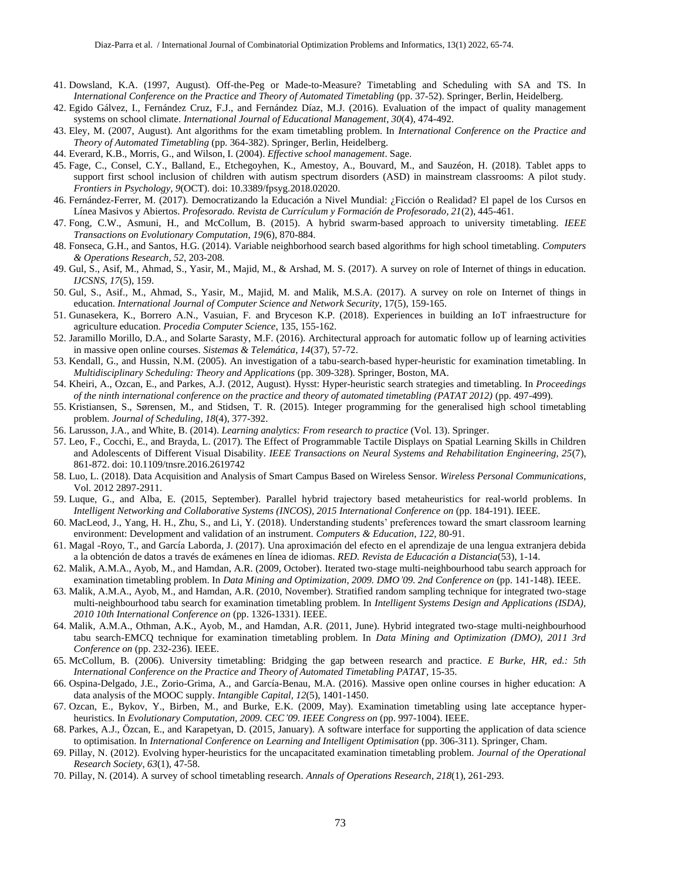41. Dowsland, K.A. (1997, August). Off-the-Peg or Made-to-Measure? Timetabling and Scheduling with SA and TS. In *International Conference on the Practice and Theory of Automated Timetabling* (pp. 37-52). Springer, Berlin, Heidelberg.
42. Egido Gálvez, I., Fernández Cruz, F.J., and Fernández Díaz, M.J. (2016). Evaluation of the impact of quality management systems on school climate. *International Journal of Educational Management*, *30*(4), 474-492.
43. Eley, M. (2007, August). Ant algorithms for the exam timetabling problem. In *International Conference on the Practice and Theory of Automated Timetabling* (pp. 364-382). Springer, Berlin, Heidelberg.
44. Everard, K.B., Morris, G., and Wilson, I. (2004). *Effective school management*. Sage.
45. Fage, C., Consel, C.Y., Balland, E., Etchegoyhen, K., Amestoy, A., Bouvard, M., and Sauzéon, H. (2018). Tablet apps to support first school inclusion of children with autism spectrum disorders (ASD) in mainstream classrooms: A pilot study. *Frontiers in Psychology, 9*(OCT). doi: 10.3389/fpsyg.2018.02020.
46. Fernández-Ferrer, M. (2017). Democratizando la Educación a Nivel Mundial: ¿Ficción o Realidad? El papel de los Cursos en Línea Masivos y Abiertos. *Profesorado. Revista de Currículum y Formación de Profesorado, 21*(2), 445-461.
47. Fong, C.W., Asmuni, H., and McCollum, B. (2015). A hybrid swarm-based approach to university timetabling. *IEEE Transactions on Evolutionary Computation*, *19*(6), 870-884.
48. Fonseca, G.H., and Santos, H.G. (2014). Variable neighborhood search based algorithms for high school timetabling. *Computers & Operations Research*, *52*, 203-208.
49. Gul, S., Asif, M., Ahmad, S., Yasir, M., Majid, M., & Arshad, M. S. (2017). A survey on role of Internet of things in education. *IJCSNS*, *17*(5), 159.
50. Gul, S., Asif., M., Ahmad, S., Yasir, M., Majid, M. and Malik, M.S.A. (2017). A survey on role on Internet of things in education. *International Journal of Computer Science and Network Security*, 17(5), 159-165.
51. Gunasekera, K., Borrero A.N., Vasuian, F. and Bryceson K.P. (2018). Experiences in building an IoT infraestructure for agriculture education. *Procedia Computer Science*, 135, 155-162.
52. Jaramillo Morillo, D.A., and Solarte Sarasty, M.F. (2016). Architectural approach for automatic follow up of learning activities in massive open online courses. *Sistemas & Telemática*, *14*(37), 57-72.
53. Kendall, G., and Hussin, N.M. (2005). An investigation of a tabu-search-based hyper-heuristic for examination timetabling. In *Multidisciplinary Scheduling: Theory and Applications* (pp. 309-328). Springer, Boston, MA.
54. Kheiri, A., Ozcan, E., and Parkes, A.J. (2012, August). Hysst: Hyper-heuristic search strategies and timetabling. In *Proceedings of the ninth international conference on the practice and theory of automated timetabling (PATAT 2012)* (pp. 497-499).
55. Kristiansen, S., Sørensen, M., and Stidsen, T. R. (2015). Integer programming for the generalised high school timetabling problem. *Journal of Scheduling*, *18*(4), 377-392.
56. Larusson, J.A., and White, B. (2014). *Learning analytics: From research to practice* (Vol. 13). Springer.
57. Leo, F., Cocchi, E., and Brayda, L. (2017). The Effect of Programmable Tactile Displays on Spatial Learning Skills in Children and Adolescents of Different Visual Disability. *IEEE Transactions on Neural Systems and Rehabilitation Engineering, 25*(7), 861-872. doi: 10.1109/tnsre.2016.2619742
58. Luo, L. (2018). Data Acquisition and Analysis of Smart Campus Based on Wireless Sensor. *Wireless Personal Communications*, Vol. 2012 2897-2911.
59. Luque, G., and Alba, E. (2015, September). Parallel hybrid trajectory based metaheuristics for real-world problems. In *Intelligent Networking and Collaborative Systems (INCOS), 2015 International Conference on* (pp. 184-191). IEEE.
60. MacLeod, J., Yang, H. H., Zhu, S., and Li, Y. (2018). Understanding students' preferences toward the smart classroom learning environment: Development and validation of an instrument. *Computers & Education*, *122*, 80-91.
61. Magal -Royo, T., and García Laborda, J. (2017). Una aproximación del efecto en el aprendizaje de una lengua extranjera debida a la obtención de datos a través de exámenes en línea de idiomas. *RED. Revista de Educación a Distancia*(53), 1-14.
62. Malik, A.M.A., Ayob, M., and Hamdan, A.R. (2009, October). Iterated two-stage multi-neighbourhood tabu search approach for examination timetabling problem. In *Data Mining and Optimization, 2009. DMO'09. 2nd Conference on* (pp. 141-148). IEEE.
63. Malik, A.M.A., Ayob, M., and Hamdan, A.R. (2010, November). Stratified random sampling technique for integrated two-stage multi-neighbourhood tabu search for examination timetabling problem. In *Intelligent Systems Design and Applications (ISDA), 2010 10th International Conference on* (pp. 1326-1331). IEEE.
64. Malik, A.M.A., Othman, A.K., Ayob, M., and Hamdan, A.R. (2011, June). Hybrid integrated two-stage multi-neighbourhood tabu search-EMCQ technique for examination timetabling problem. In *Data Mining and Optimization (DMO), 2011 3rd Conference on* (pp. 232-236). IEEE.
65. McCollum, B. (2006). University timetabling: Bridging the gap between research and practice. *E Burke, HR, ed.: 5th International Conference on the Practice and Theory of Automated Timetabling PATAT*, 15-35.
66. Ospina-Delgado, J.E., Zorio-Grima, A., and García-Benau, M.A. (2016). Massive open online courses in higher education: A data analysis of the MOOC supply. *Intangible Capital*, *12*(5), 1401-1450.
67. Ozcan, E., Bykov, Y., Birben, M., and Burke, E.K. (2009, May). Examination timetabling using late acceptance hyper-heuristics. In *Evolutionary Computation, 2009. CEC'09. IEEE Congress on* (pp. 997-1004). IEEE.
68. Parkes, A.J., Özcan, E., and Karapetyan, D. (2015, January). A software interface for supporting the application of data science to optimisation. In *International Conference on Learning and Intelligent Optimisation* (pp. 306-311). Springer, Cham.
69. Pillay, N. (2012). Evolving hyper-heuristics for the uncapacitated examination timetabling problem. *Journal of the Operational Research Society*, *63*(1), 47-58.
70. Pillay, N. (2014). A survey of school timetabling research. *Annals of Operations Research*, *218*(1), 261-293.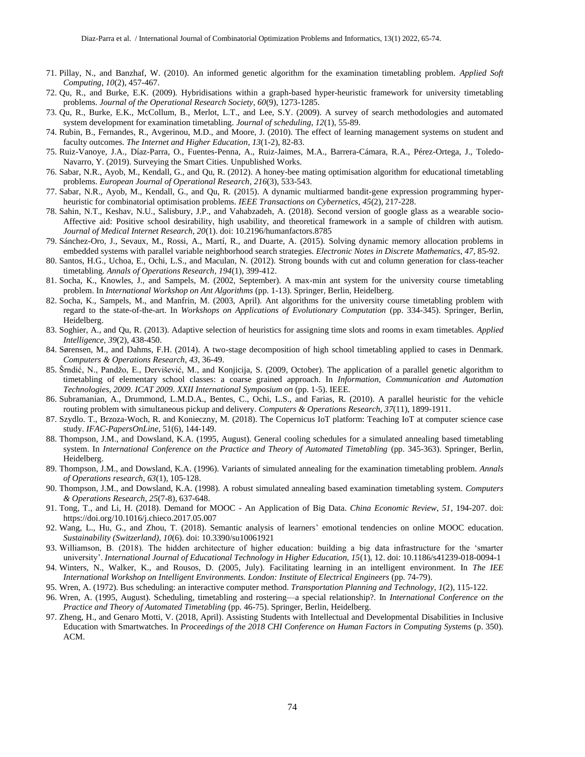71. Pillay, N., and Banzhaf, W. (2010). An informed genetic algorithm for the examination timetabling problem. *Applied Soft Computing*, *10*(2), 457-467.
72. Qu, R., and Burke, E.K. (2009). Hybridisations within a graph-based hyper-heuristic framework for university timetabling problems. *Journal of the Operational Research Society*, *60*(9), 1273-1285.
73. Qu, R., Burke, E.K., McCollum, B., Merlot, L.T., and Lee, S.Y. (2009). A survey of search methodologies and automated system development for examination timetabling. *Journal of scheduling*, *12*(1), 55-89.
74. Rubin, B., Fernandes, R., Avgerinou, M.D., and Moore, J. (2010). The effect of learning management systems on student and faculty outcomes. *The Internet and Higher Education*, *13*(1-2), 82-83.
75. Ruiz-Vanoye, J.A., Díaz-Parra, O., Fuentes-Penna, A., Ruiz-Jaimes, M.A., Barrera-Cámara, R.A., Pérez-Ortega, J., Toledo-Navarro, Y. (2019). Surveying the Smart Cities. Unpublished Works.
76. Sabar, N.R., Ayob, M., Kendall, G., and Qu, R. (2012). A honey-bee mating optimisation algorithm for educational timetabling problems. *European Journal of Operational Research*, *216*(3), 533-543.
77. Sabar, N.R., Ayob, M., Kendall, G., and Qu, R. (2015). A dynamic multiarmed bandit-gene expression programming hyper-heuristic for combinatorial optimisation problems. *IEEE Transactions on Cybernetics*, *45*(2), 217-228.
78. Sahin, N.T., Keshav, N.U., Salisbury, J.P., and Vahabzadeh, A. (2018). Second version of google glass as a wearable socio-Affective aid: Positive school desirability, high usability, and theoretical framework in a sample of children with autism. *Journal of Medical Internet Research*, *20*(1). doi: 10.2196/humanfactors.8785
79. Sánchez-Oro, J., Sevaux, M., Rossi, A., Martí, R., and Duarte, A. (2015). Solving dynamic memory allocation problems in embedded systems with parallel variable neighborhood search strategies. *Electronic Notes in Discrete Mathematics*, *47*, 85-92.
80. Santos, H.G., Uchoa, E., Ochi, L.S., and Maculan, N. (2012). Strong bounds with cut and column generation for class-teacher timetabling. *Annals of Operations Research*, *194*(1), 399-412.
81. Socha, K., Knowles, J., and Sampels, M. (2002, September). A max-min ant system for the university course timetabling problem. In *International Workshop on Ant Algorithms* (pp. 1-13). Springer, Berlin, Heidelberg.
82. Socha, K., Sampels, M., and Manfrin, M. (2003, April). Ant algorithms for the university course timetabling problem with regard to the state-of-the-art. In *Workshops on Applications of Evolutionary Computation* (pp. 334-345). Springer, Berlin, Heidelberg.
83. Soghier, A., and Qu, R. (2013). Adaptive selection of heuristics for assigning time slots and rooms in exam timetables. *Applied Intelligence*, *39*(2), 438-450.
84. Sørensen, M., and Dahms, F.H. (2014). A two-stage decomposition of high school timetabling applied to cases in Denmark. *Computers & Operations Research*, *43*, 36-49.
85. Šrndić, N., Pandžo, E., Dervišević, M., and Konjicija, S. (2009, October). The application of a parallel genetic algorithm to timetabling of elementary school classes: a coarse grained approach. In *Information, Communication and Automation Technologies, 2009. ICAT 2009. XXII International Symposium on* (pp. 1-5). IEEE.
86. Subramanian, A., Drummond, L.M.D.A., Bentes, C., Ochi, L.S., and Farias, R. (2010). A parallel heuristic for the vehicle routing problem with simultaneous pickup and delivery. *Computers & Operations Research*, *37*(11), 1899-1911.
87. Szydlo. T., Brzoza-Woch, R. and Konieczny, M. (2018). The Copernicus IoT platform: Teaching IoT at computer science case study. *IFAC-PapersOnLine*, 51(6), 144-149.
88. Thompson, J.M., and Dowsland, K.A. (1995, August). General cooling schedules for a simulated annealing based timetabling system. In *International Conference on the Practice and Theory of Automated Timetabling* (pp. 345-363). Springer, Berlin, Heidelberg.
89. Thompson, J.M., and Dowsland, K.A. (1996). Variants of simulated annealing for the examination timetabling problem. *Annals of Operations research*, *63*(1), 105-128.
90. Thompson, J.M., and Dowsland, K.A. (1998). A robust simulated annealing based examination timetabling system. *Computers & Operations Research*, *25*(7-8), 637-648.
91. Tong, T., and Li, H. (2018). Demand for MOOC - An Application of Big Data. *China Economic Review*, *51*, 194-207. doi: https://doi.org/10.1016/j.chieco.2017.05.007
92. Wang, L., Hu, G., and Zhou, T. (2018). Semantic analysis of learners' emotional tendencies on online MOOC education. *Sustainability (Switzerland)*, *10*(6). doi: 10.3390/su10061921
93. Williamson, B. (2018). The hidden architecture of higher education: building a big data infrastructure for the 'smarter university'. *International Journal of Educational Technology in Higher Education*, *15*(1), 12. doi: 10.1186/s41239-018-0094-1
94. Winters, N., Walker, K., and Rousos, D. (2005, July). Facilitating learning in an intelligent environment. In *The IEE International Workshop on Intelligent Environments. London: Institute of Electrical Engineers* (pp. 74-79).
95. Wren, A. (1972). Bus scheduling: an interactive computer method. *Transportation Planning and Technology*, *1*(2), 115-122.
96. Wren, A. (1995, August). Scheduling, timetabling and rostering—a special relationship?. In *International Conference on the Practice and Theory of Automated Timetabling* (pp. 46-75). Springer, Berlin, Heidelberg.
97. Zheng, H., and Genaro Motti, V. (2018, April). Assisting Students with Intellectual and Developmental Disabilities in Inclusive Education with Smartwatches. In *Proceedings of the 2018 CHI Conference on Human Factors in Computing Systems* (p. 350). ACM.